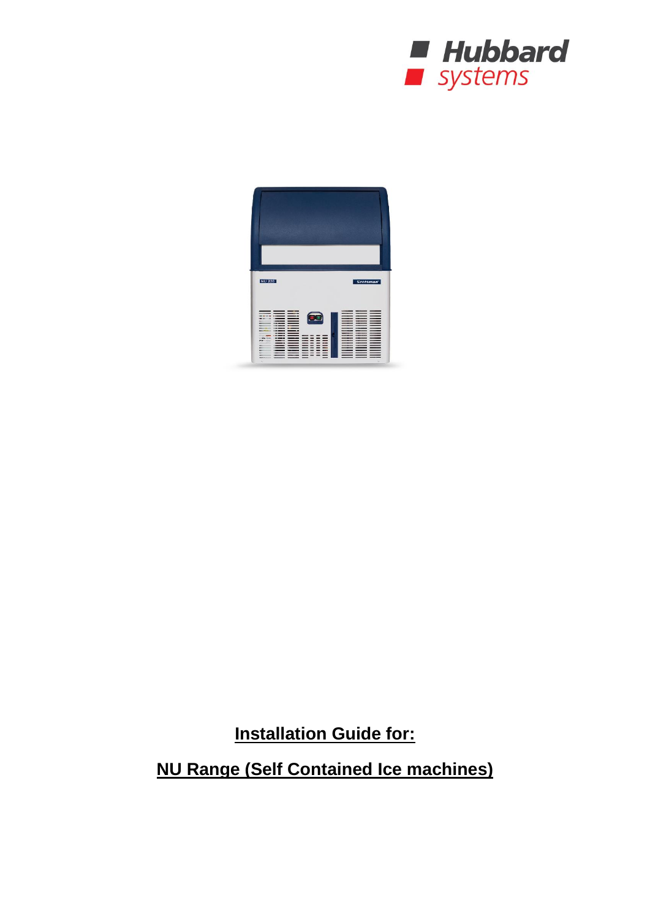Hubbard systems

**Installation Guide for:**

**NU Range (Self Contained Ice machines)**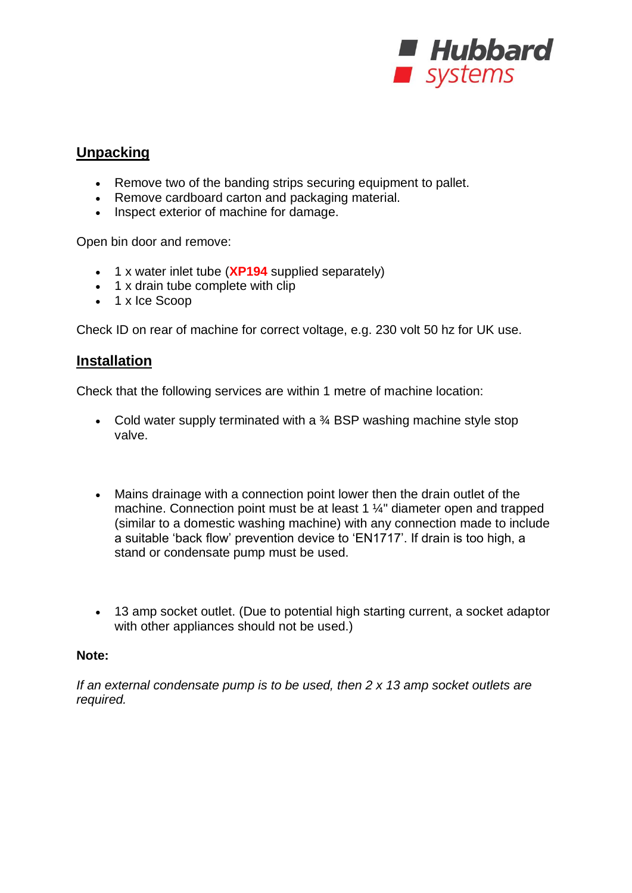## Unpacking

- Remove two of the banding strips securing equipment to pallet.
- Remove cardboard carton and packaging material.
- Inspect exterior of machine for damage.

Open bin door and remove:

- 1 x water inlet tube (**XP194** supplied separately)
- 1 x drain tube complete with clip
- 1 x Ice Scoop

Check ID on rear of machine for correct voltage, e.g. 230 volt 50 hz for UK use.

## Installation

Check that the following services are within 1 metre of machine location:

- Cold water supply terminated with a ¾ BSP washing machine style stop valve.

- Mains drainage with a connection point lower then the drain outlet of the machine. Connection point must be at least 1 ¼" diameter open and trapped (similar to a domestic washing machine) with any connection made to include a suitable 'back flow' prevention device to 'EN1717'. If drain is too high, a stand or condensate pump must be used.

- 13 amp socket outlet. (Due to potential high starting current, a socket adaptor with other appliances should not be used.)

**Note:**

*If an external condensate pump is to be used, then 2 x 13 amp socket outlets are required.*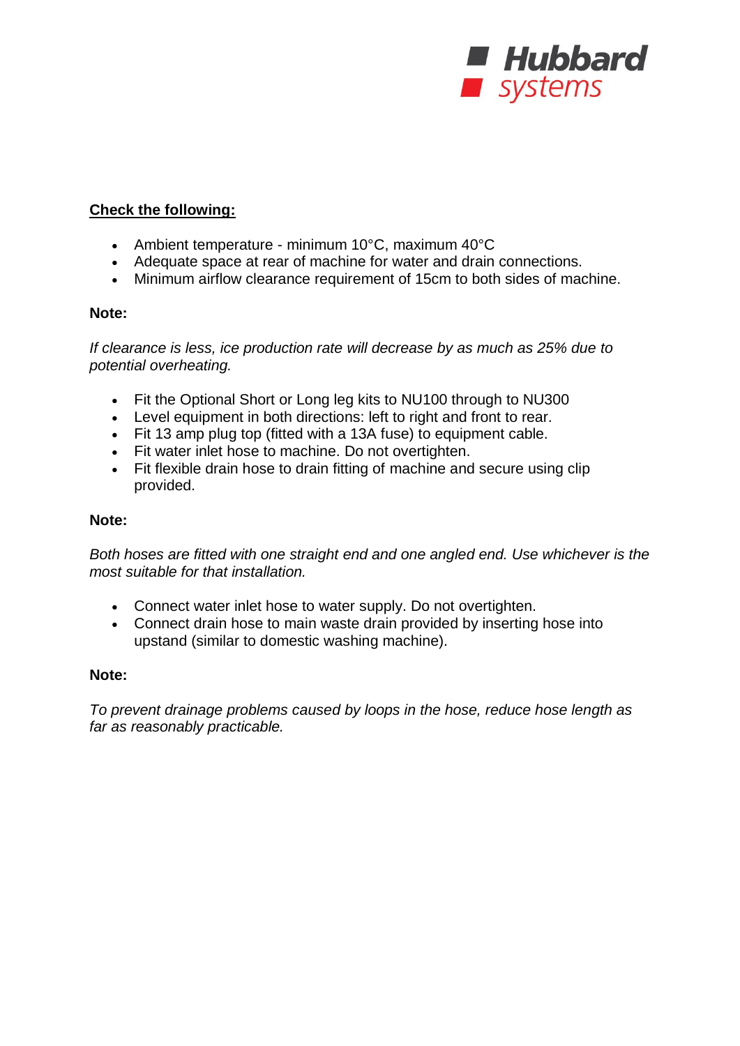**<u>Check the following:</u>**

- Ambient temperature - minimum 10°C, maximum 40°C
- Adequate space at rear of machine for water and drain connections.
- Minimum airflow clearance requirement of 15cm to both sides of machine.

**Note:**

*If clearance is less, ice production rate will decrease by as much as 25% due to potential overheating.*

- Fit the Optional Short or Long leg kits to NU100 through to NU300
- Level equipment in both directions: left to right and front to rear.
- Fit 13 amp plug top (fitted with a 13A fuse) to equipment cable.
- Fit water inlet hose to machine. Do not overtighten.
- Fit flexible drain hose to drain fitting of machine and secure using clip provided.

**Note:**

*Both hoses are fitted with one straight end and one angled end. Use whichever is the most suitable for that installation.*

- Connect water inlet hose to water supply. Do not overtighten.
- Connect drain hose to main waste drain provided by inserting hose into upstand (similar to domestic washing machine).

**Note:**

*To prevent drainage problems caused by loops in the hose, reduce hose length as far as reasonably practicable.*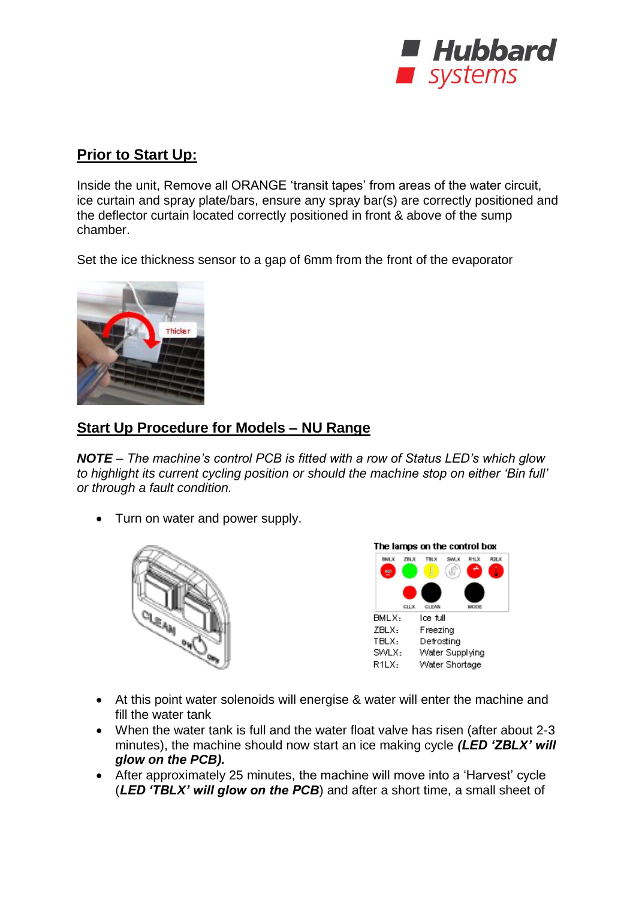## Prior to Start Up:

Inside the unit, Remove all ORANGE 'transit tapes' from areas of the water circuit, ice curtain and spray plate/bars, ensure any spray bar(s) are correctly positioned and the deflector curtain located correctly positioned in front & above of the sump chamber.

Set the ice thickness sensor to a gap of 6mm from the front of the evaporator

## Start Up Procedure for Models – NU Range

***NOTE** – The machine's control PCB is fitted with a row of Status LED's which glow to highlight its current cycling position or should the machine stop on either 'Bin full' or through a fault condition.*

- Turn on water and power supply.

The lamps on the control box

| | |
|---|---|
| BMLX: | Ice full |
| ZBLX: | Freezing |
| TBLX: | Defrosting |
| SWLX: | Water Supplying |
| R1LX: | Water Shortage |

- At this point water solenoids will energise & water will enter the machine and fill the water tank
- When the water tank is full and the water float valve has risen (after about 2-3 minutes), the machine should now start an ice making cycle ***(LED 'ZBLX' will glow on the PCB).***
- After approximately 25 minutes, the machine will move into a 'Harvest' cycle (***LED 'TBLX' will glow on the PCB***) and after a short time, a small sheet of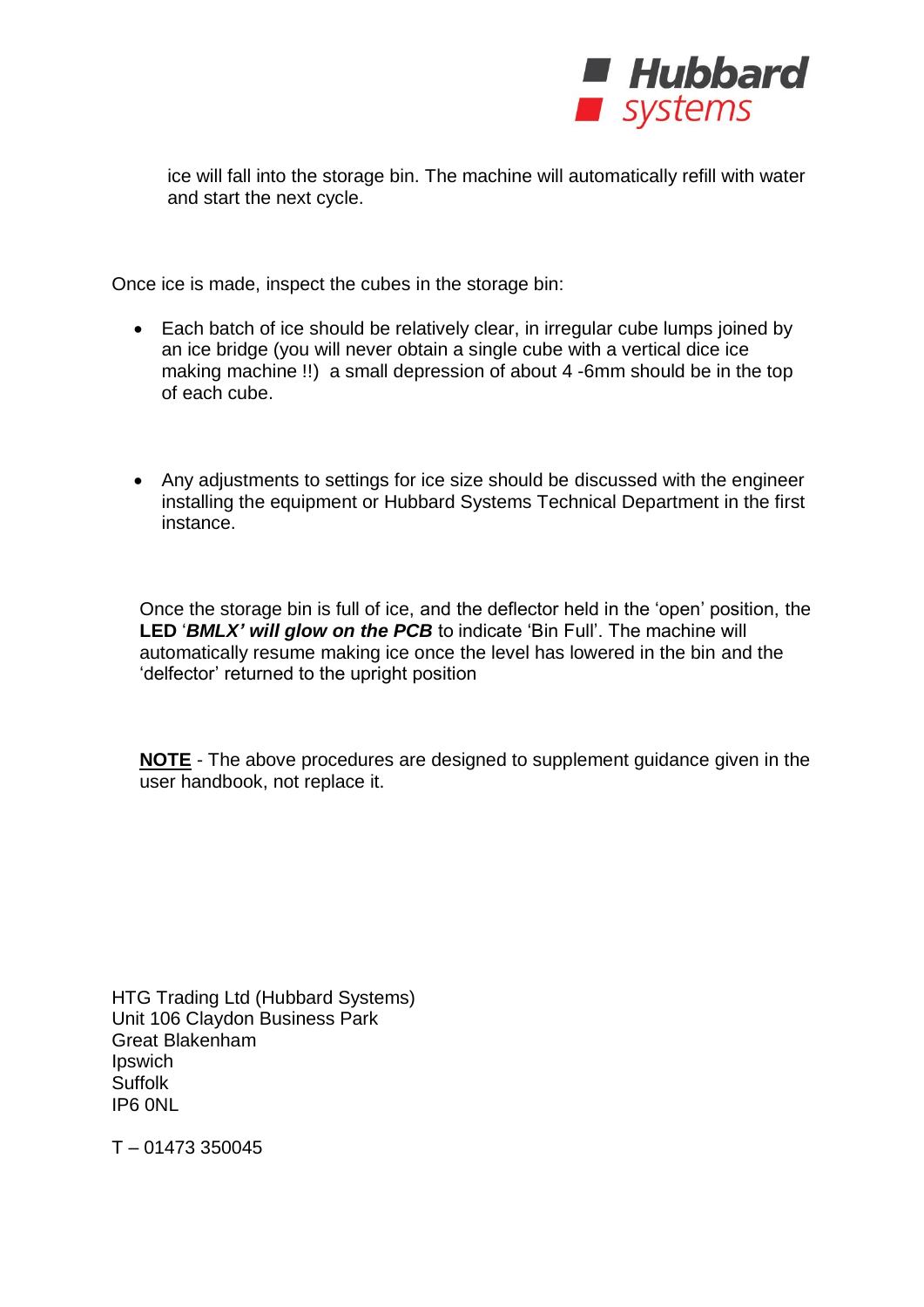ice will fall into the storage bin. The machine will automatically refill with water and start the next cycle.

Once ice is made, inspect the cubes in the storage bin:

- Each batch of ice should be relatively clear, in irregular cube lumps joined by an ice bridge (you will never obtain a single cube with a vertical dice ice making machine !!) a small depression of about 4 -6mm should be in the top of each cube.

- Any adjustments to settings for ice size should be discussed with the engineer installing the equipment or Hubbard Systems Technical Department in the first instance.

Once the storage bin is full of ice, and the deflector held in the 'open' position, the **LED** '***BMLX' will glow on the PCB*** to indicate 'Bin Full'. The machine will automatically resume making ice once the level has lowered in the bin and the 'delfector' returned to the upright position

<u>**NOTE**</u> - The above procedures are designed to supplement guidance given in the user handbook, not replace it.

HTG Trading Ltd (Hubbard Systems)
Unit 106 Claydon Business Park
Great Blakenham
Ipswich
Suffolk
IP6 0NL

T – 01473 350045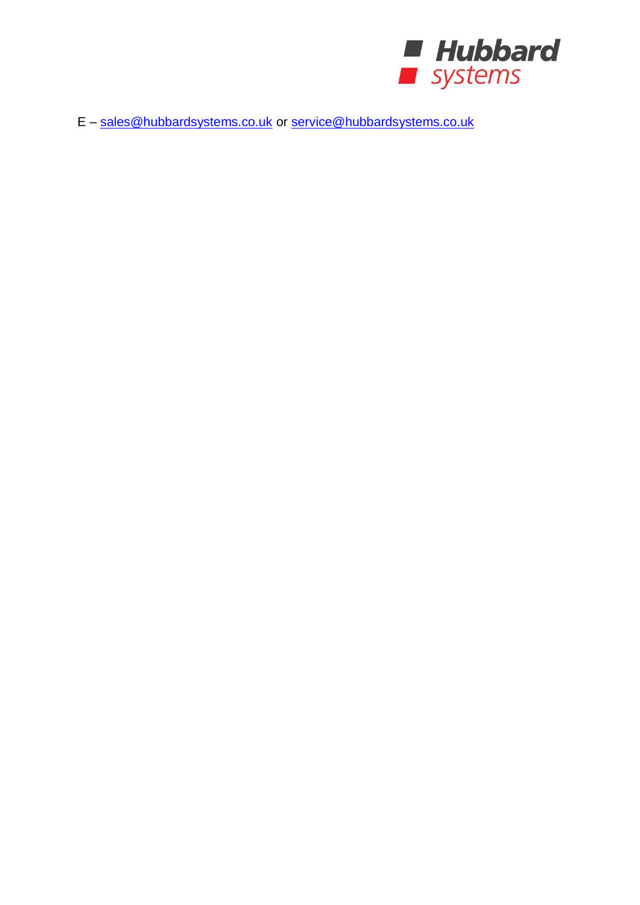E – sales@hubbardsystems.co.uk or service@hubbardsystems.co.uk